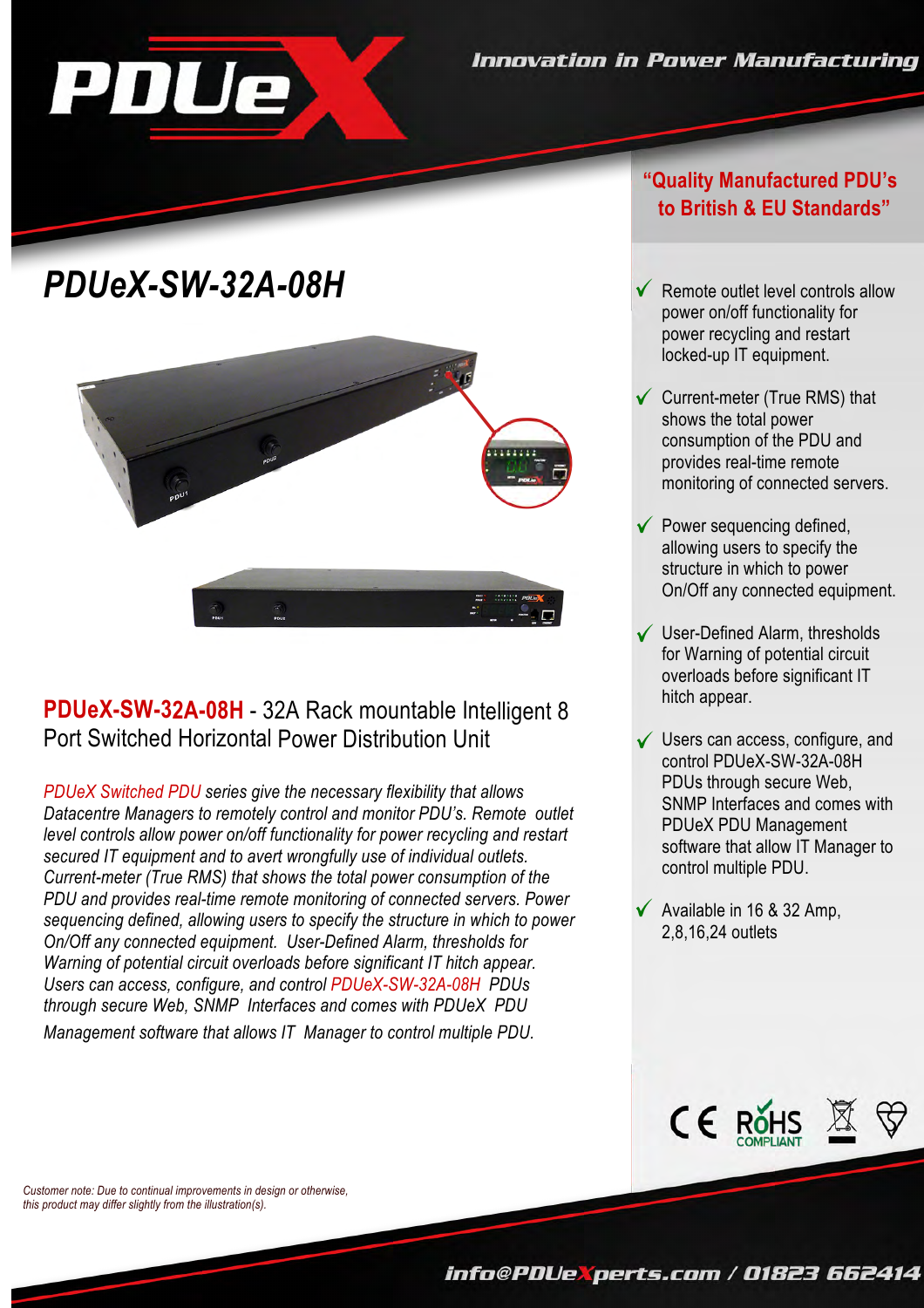**PDUeX**

*Innovation in Power Manufacturing*

**"Quality Manufactured PDU's to British & EU Standards"**

# *PDUeX-SW-32A-08H*

## **PDUeX-SW-32A-08H** - 32A Rack mountable Intelligent 8 Port Switched Horizontal Power Distribution Unit

*PDUeX Switched PDU series give the necessary flexibility that allows Datacentre Managers to remotely control and monitor PDU's. Remote outlet level controls allow power on/off functionality for power recycling and restart secured IT equipment and to avert wrongfully use of individual outlets. Current-meter (True RMS) that shows the total power consumption of the PDU and provides real-time remote monitoring of connected servers. Power sequencing defined, allowing users to specify the structure in which to power On/Off any connected equipment. User-Defined Alarm, thresholds for Warning of potential circuit overloads before significant IT hitch appear. Users can access, configure, and control PDUeX-SW-32A-08H PDUs through secure Web, SNMP Interfaces and comes with PDUeX PDU Management software that allows IT Manager to control multiple PDU.*

- ✓ Remote outlet level controls allow power on/off functionality for power recycling and restart locked-up IT equipment.
- ✓ Current-meter (True RMS) that shows the total power consumption of the PDU and provides real-time remote monitoring of connected servers.
- ✓ Power sequencing defined, allowing users to specify the structure in which to power On/Off any connected equipment.
- ✓ User-Defined Alarm, thresholds for Warning of potential circuit overloads before significant IT hitch appear.
- ✓ Users can access, configure, and control PDUeX-SW-32A-08H PDUs through secure Web, SNMP Interfaces and comes with PDUeX PDU Management software that allow IT Manager to control multiple PDU.
- ✓ Available in 16 & 32 Amp, 2,8,16,24 outlets

CE RoHS COMPLIANT

*Customer note: Due to continual improvements in design or otherwise, this product may differ slightly from the illustration(s).*

**info@PDUeXperts.com / 01823 662414**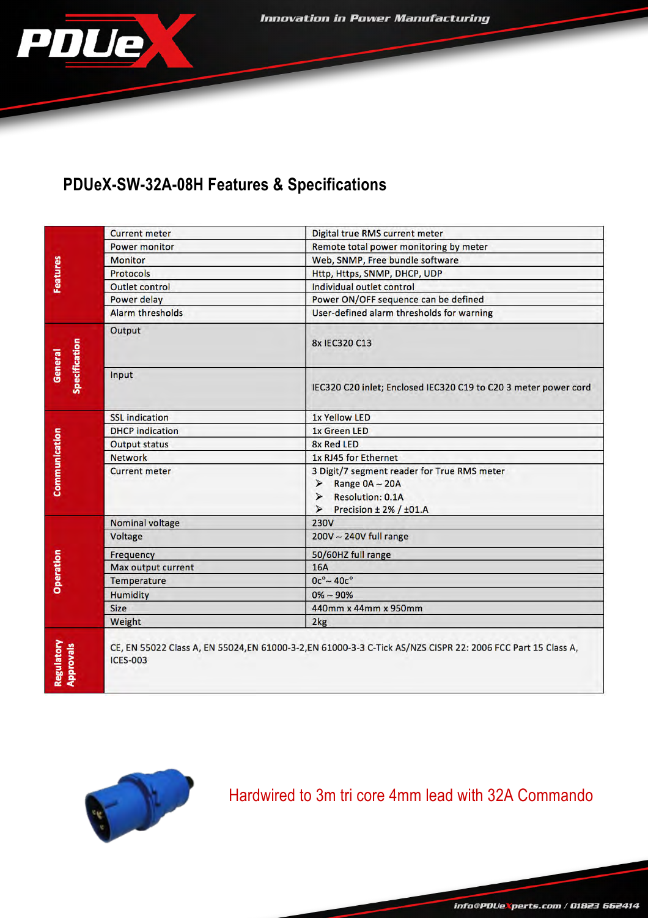## PDUeX-SW-32A-08H Features & Specifications

| | | |
|---|---|---|
| Features | Current meter | Digital true RMS current meter |
| | Power monitor | Remote total power monitoring by meter |
| | Monitor | Web, SNMP, Free bundle software |
| | Protocols | Http, Https, SNMP, DHCP, UDP |
| | Outlet control | Individual outlet control |
| | Power delay | Power ON/OFF sequence can be defined |
| | Alarm thresholds | User-defined alarm thresholds for warning |
| General Specification | Output | 8x IEC320 C13 |
| | Input | IEC320 C20 inlet; Enclosed IEC320 C19 to C20 3 meter power cord |
| Communication | SSL indication | 1x Yellow LED |
| | DHCP indication | 1x Green LED |
| | Output status | 8x Red LED |
| | Network | 1x RJ45 for Ethernet |
| | Current meter | 3 Digit/7 segment reader for True RMS meter<br>➢ Range 0A ~ 20A<br>➢ Resolution: 0.1A<br>➢ Precision ± 2% / ±01.A |
| Operation | Nominal voltage | 230V |
| | Voltage | 200V ~ 240V full range |
| | Frequency | 50/60HZ full range |
| | Max output current | 16A |
| | Temperature | 0c°~ 40c° |
| | Humidity | 0% ~ 90% |
| | Size | 440mm x 44mm x 950mm |
| | Weight | 2kg |
| Regulatory Approvals | CE, EN 55022 Class A, EN 55024,EN 61000-3-2,EN 61000-3-3 C-Tick AS/NZS CISPR 22: 2006 FCC Part 15 Class A, ICES-003 | |

Hardwired to 3m tri core 4mm lead with 32A Commando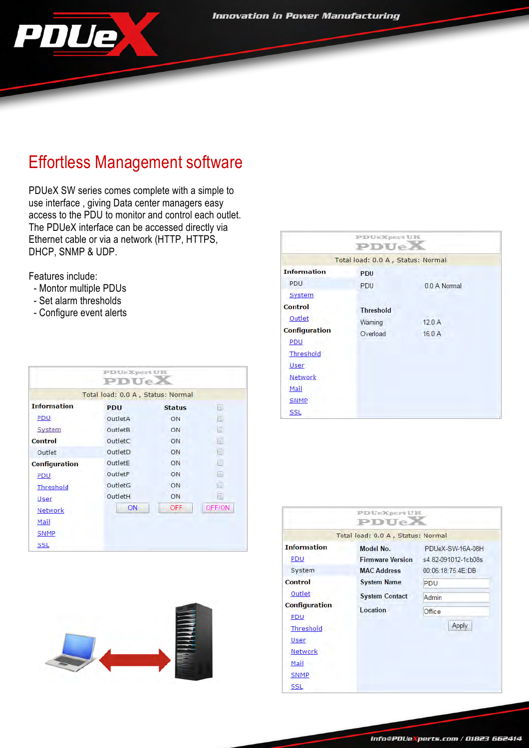# Effortless Management software

PDUeX SW series comes complete with a simple to use interface , giving Data center managers easy access to the PDU to monitor and control each outlet. The PDUeX interface can be accessed directly via Ethernet cable or via a network (HTTP, HTTPS, DHCP, SNMP & UDP.

Features include:

- Montor multiple PDUs
- Set alarm thresholds
- Configure event alerts

PDUeXpert UK

Total load: 0.0 A , Status: Normal

Information
PDU
System
Control
Outlet
Configuration
PDU
Threshold
User
Network
Mail
SNMP
SSL

| PDU | Status |
|---|---|
| OutletA | ON |
| OutletB | ON |
| OutletC | ON |
| OutletD | ON |
| OutletE | ON |
| OutletF | ON |
| OutletG | ON |
| OutletH | ON |

ON OFF OFF/ON

PDUeXpert UK

Total load: 0.0 A , Status: Normal

Information
PDU
System
Control
Outlet
Configuration
PDU
Threshold
User
Network
Mail
SNMP
SSL

PDU

| | |
|---|---|
| PDU | 0.0 A Normal |

Threshold

| | |
|---|---|
| Warning | 12.0 A |
| Overload | 16.0 A |

PDUeXpert UK

Total load: 0.0 A , Status: Normal

Information
PDU
System
Control
Outlet
Configuration
PDU
Threshold
User
Network
Mail
SNMP
SSL

| | |
|---|---|
| Model No. | PDUeX-SW-16A-08H |
| Firmware Version | s4.82-091012-1cb08s |
| MAC Address | 00:06:18:75:4E:DB |
| System Name | PDU |
| System Contact | Admin |
| Location | Office |

Apply

info@PDUeXperts.com / 01823 662414